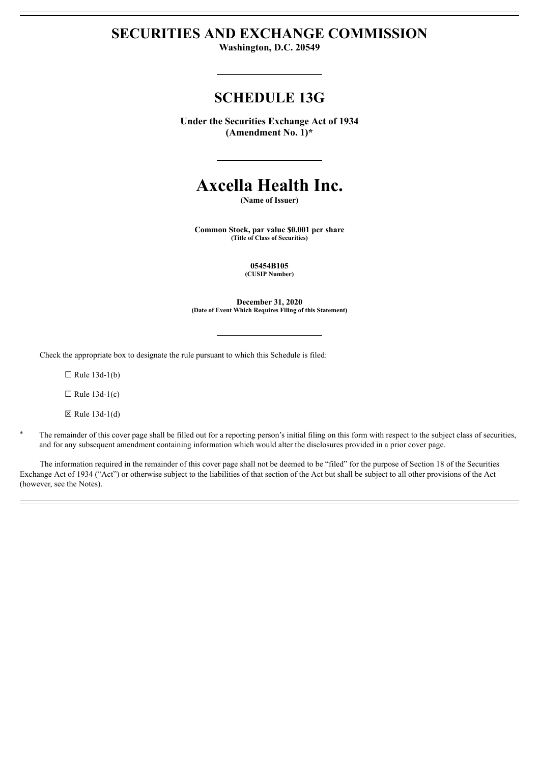# SECURITIES AND EXCHANGE COMMISSION

**Washington, D.C. 20549**

---

# SCHEDULE 13G

**Under the Securities Exchange Act of 1934**
**(Amendment No. 1)***

---

# Axcella Health Inc.

**(Name of Issuer)**

**Common Stock, par value $0.001 per share**
**(Title of Class of Securities)**

**05454B105**
**(CUSIP Number)**

**December 31, 2020**
**(Date of Event Which Requires Filing of this Statement)**

---

Check the appropriate box to designate the rule pursuant to which this Schedule is filed:

☐ Rule 13d-1(b)

☐ Rule 13d-1(c)

☒ Rule 13d-1(d)

* The remainder of this cover page shall be filled out for a reporting person's initial filing on this form with respect to the subject class of securities, and for any subsequent amendment containing information which would alter the disclosures provided in a prior cover page.

The information required in the remainder of this cover page shall not be deemed to be "filed" for the purpose of Section 18 of the Securities Exchange Act of 1934 ("Act") or otherwise subject to the liabilities of that section of the Act but shall be subject to all other provisions of the Act (however, see the Notes).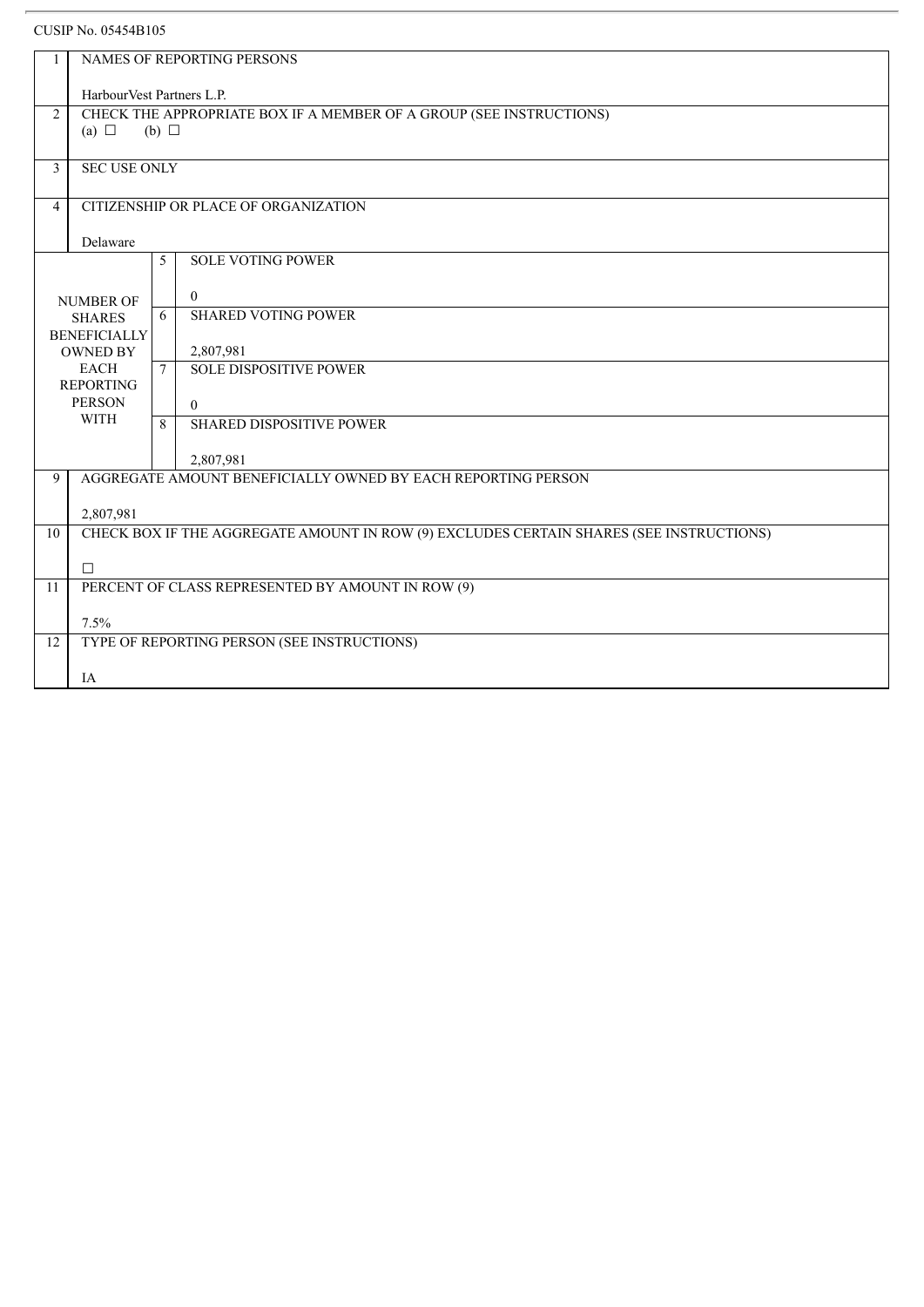CUSIP No. 05454B105

| | | | |
|---|---|---|---|
| 1 | NAMES OF REPORTING PERSONS<br><br>HarbourVest Partners L.P. | | |
| 2 | CHECK THE APPROPRIATE BOX IF A MEMBER OF A GROUP (SEE INSTRUCTIONS)<br>(a) ☐ (b) ☐ | | |
| 3 | SEC USE ONLY | | |
| 4 | CITIZENSHIP OR PLACE OF ORGANIZATION<br><br>Delaware | | |
| NUMBER OF SHARES BENEFICIALLY OWNED BY EACH REPORTING PERSON WITH | 5 | SOLE VOTING POWER<br><br>0 | |
| | 6 | SHARED VOTING POWER<br><br>2,807,981 | |
| | 7 | SOLE DISPOSITIVE POWER<br><br>0 | |
| | 8 | SHARED DISPOSITIVE POWER<br><br>2,807,981 | |
| 9 | AGGREGATE AMOUNT BENEFICIALLY OWNED BY EACH REPORTING PERSON<br><br>2,807,981 | | |
| 10 | CHECK BOX IF THE AGGREGATE AMOUNT IN ROW (9) EXCLUDES CERTAIN SHARES (SEE INSTRUCTIONS)<br><br>☐ | | |
| 11 | PERCENT OF CLASS REPRESENTED BY AMOUNT IN ROW (9)<br><br>7.5% | | |
| 12 | TYPE OF REPORTING PERSON (SEE INSTRUCTIONS)<br><br>IA | | |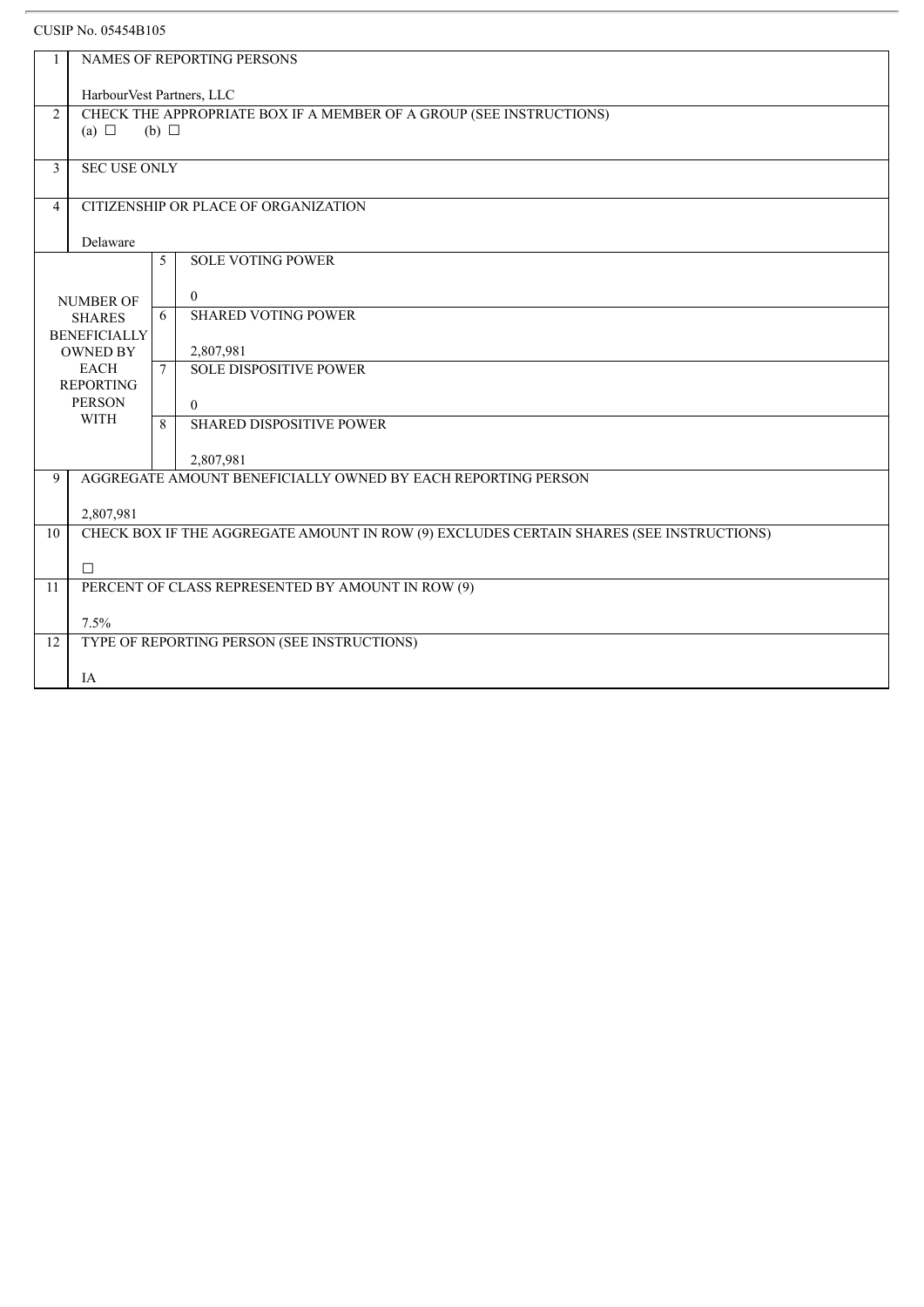CUSIP No. 05454B105

| | | | |
|---|---|---|---|
| 1 | NAMES OF REPORTING PERSONS<br><br>HarbourVest Partners, LLC | | |
| 2 | CHECK THE APPROPRIATE BOX IF A MEMBER OF A GROUP (SEE INSTRUCTIONS)<br>(a) ☐ (b) ☐ | | |
| 3 | SEC USE ONLY | | |
| 4 | CITIZENSHIP OR PLACE OF ORGANIZATION<br><br>Delaware | | |
| NUMBER OF SHARES BENEFICIALLY OWNED BY EACH REPORTING PERSON WITH | | 5 | SOLE VOTING POWER<br><br>0 |
| | | 6 | SHARED VOTING POWER<br><br>2,807,981 |
| | | 7 | SOLE DISPOSITIVE POWER<br><br>0 |
| | | 8 | SHARED DISPOSITIVE POWER<br><br>2,807,981 |
| 9 | AGGREGATE AMOUNT BENEFICIALLY OWNED BY EACH REPORTING PERSON<br><br>2,807,981 | | |
| 10 | CHECK BOX IF THE AGGREGATE AMOUNT IN ROW (9) EXCLUDES CERTAIN SHARES (SEE INSTRUCTIONS)<br><br>☐ | | |
| 11 | PERCENT OF CLASS REPRESENTED BY AMOUNT IN ROW (9)<br><br>7.5% | | |
| 12 | TYPE OF REPORTING PERSON (SEE INSTRUCTIONS)<br><br>IA | | |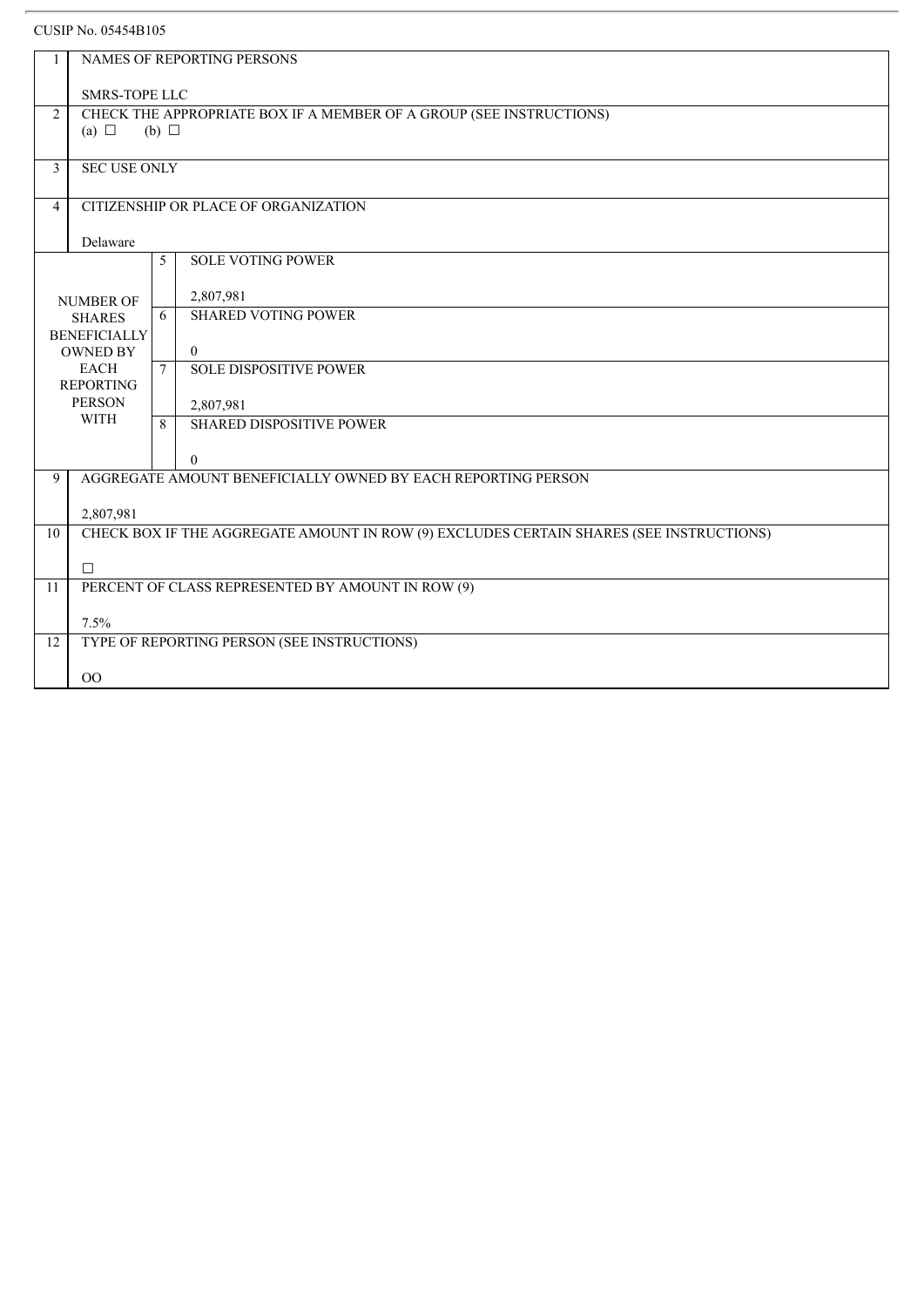CUSIP No. 05454B105

| | | | |
|---|---|---|---|
| 1 | NAMES OF REPORTING PERSONS<br><br>SMRS-TOPE LLC | | |
| 2 | CHECK THE APPROPRIATE BOX IF A MEMBER OF A GROUP (SEE INSTRUCTIONS)<br>(a) ☐ (b) ☐ | | |
| 3 | SEC USE ONLY | | |
| 4 | CITIZENSHIP OR PLACE OF ORGANIZATION<br><br>Delaware | | |
| NUMBER OF SHARES BENEFICIALLY OWNED BY EACH REPORTING PERSON WITH | | 5 | SOLE VOTING POWER<br><br>2,807,981 |
| | | 6 | SHARED VOTING POWER<br><br>0 |
| | | 7 | SOLE DISPOSITIVE POWER<br><br>2,807,981 |
| | | 8 | SHARED DISPOSITIVE POWER<br><br>0 |
| 9 | AGGREGATE AMOUNT BENEFICIALLY OWNED BY EACH REPORTING PERSON<br><br>2,807,981 | | |
| 10 | CHECK BOX IF THE AGGREGATE AMOUNT IN ROW (9) EXCLUDES CERTAIN SHARES (SEE INSTRUCTIONS)<br><br>☐ | | |
| 11 | PERCENT OF CLASS REPRESENTED BY AMOUNT IN ROW (9)<br><br>7.5% | | |
| 12 | TYPE OF REPORTING PERSON (SEE INSTRUCTIONS)<br><br>OO | | |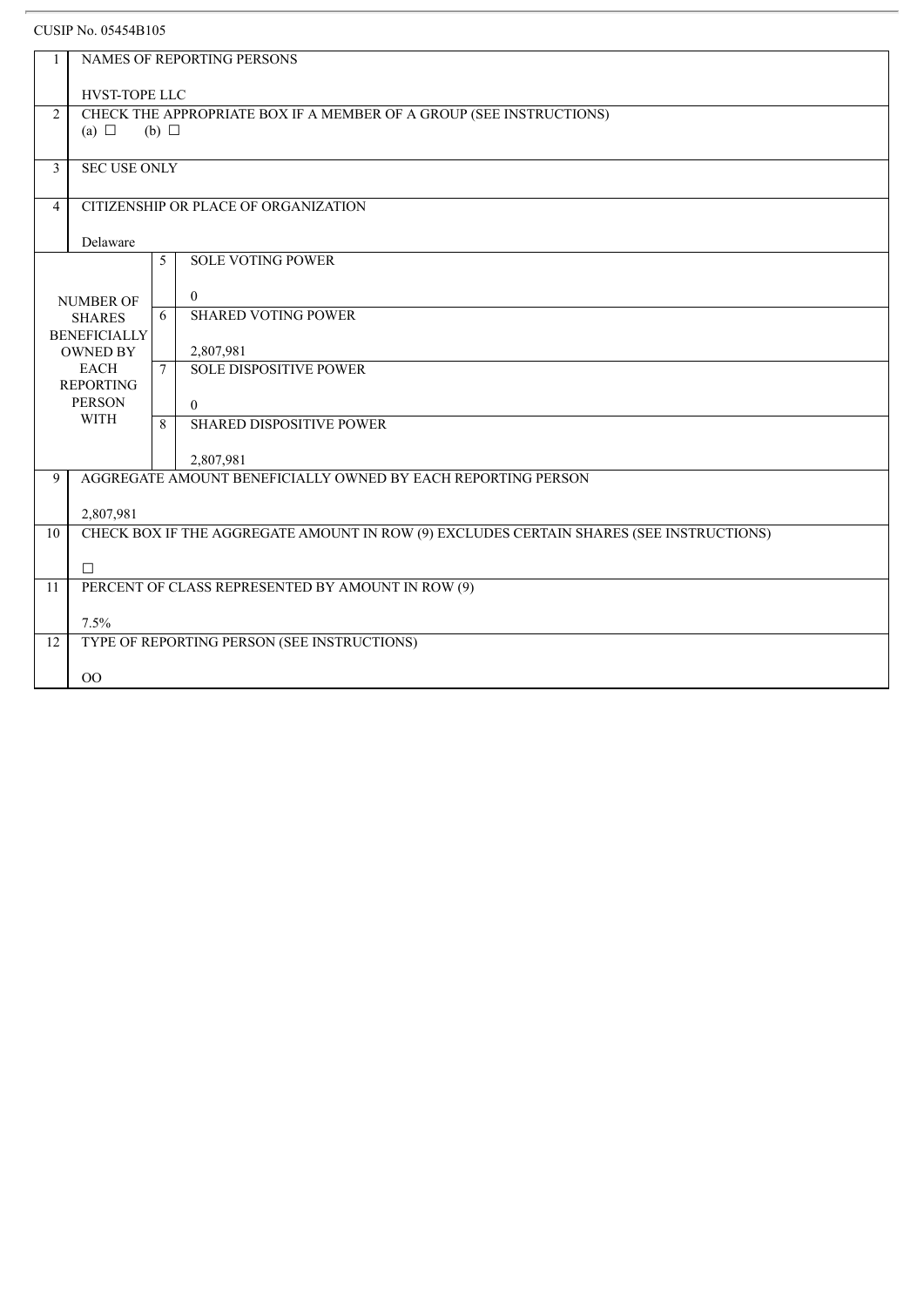CUSIP No. 05454B105

| | | | |
|---|---|---|---|
| 1 | NAMES OF REPORTING PERSONS<br><br>HVST-TOPE LLC | | |
| 2 | CHECK THE APPROPRIATE BOX IF A MEMBER OF A GROUP (SEE INSTRUCTIONS)<br>(a) ☐ (b) ☐ | | |
| 3 | SEC USE ONLY | | |
| 4 | CITIZENSHIP OR PLACE OF ORGANIZATION<br><br>Delaware | | |
| NUMBER OF SHARES BENEFICIALLY OWNED BY EACH REPORTING PERSON WITH | 5 | SOLE VOTING POWER<br><br>0 | |
| | 6 | SHARED VOTING POWER<br><br>2,807,981 | |
| | 7 | SOLE DISPOSITIVE POWER<br><br>0 | |
| | 8 | SHARED DISPOSITIVE POWER<br><br>2,807,981 | |
| 9 | AGGREGATE AMOUNT BENEFICIALLY OWNED BY EACH REPORTING PERSON<br><br>2,807,981 | | |
| 10 | CHECK BOX IF THE AGGREGATE AMOUNT IN ROW (9) EXCLUDES CERTAIN SHARES (SEE INSTRUCTIONS)<br><br>☐ | | |
| 11 | PERCENT OF CLASS REPRESENTED BY AMOUNT IN ROW (9)<br><br>7.5% | | |
| 12 | TYPE OF REPORTING PERSON (SEE INSTRUCTIONS)<br><br>OO | | |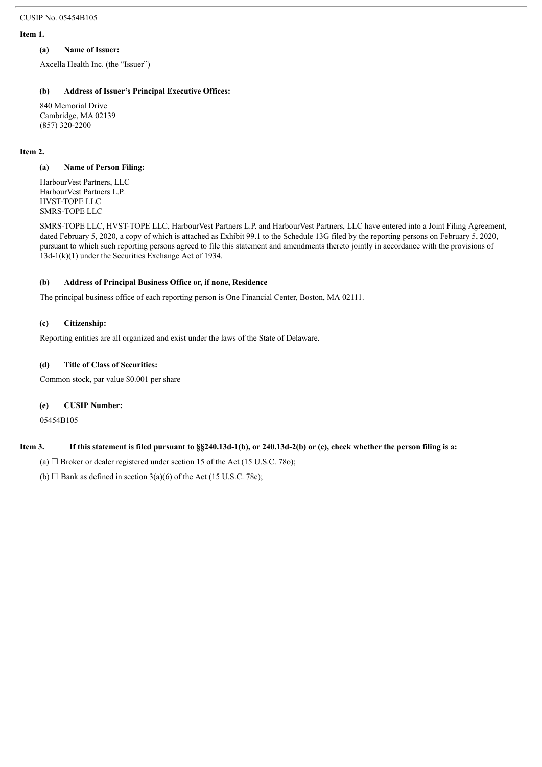CUSIP No. 05454B105

**Item 1.**

**(a) Name of Issuer:**

Axcella Health Inc. (the "Issuer")

**(b) Address of Issuer's Principal Executive Offices:**

840 Memorial Drive
Cambridge, MA 02139
(857) 320-2200

**Item 2.**

**(a) Name of Person Filing:**

HarbourVest Partners, LLC
HarbourVest Partners L.P.
HVST-TOPE LLC
SMRS-TOPE LLC

SMRS-TOPE LLC, HVST-TOPE LLC, HarbourVest Partners L.P. and HarbourVest Partners, LLC have entered into a Joint Filing Agreement, dated February 5, 2020, a copy of which is attached as Exhibit 99.1 to the Schedule 13G filed by the reporting persons on February 5, 2020, pursuant to which such reporting persons agreed to file this statement and amendments thereto jointly in accordance with the provisions of 13d-1(k)(1) under the Securities Exchange Act of 1934.

**(b) Address of Principal Business Office or, if none, Residence**

The principal business office of each reporting person is One Financial Center, Boston, MA 02111.

**(c) Citizenship:**

Reporting entities are all organized and exist under the laws of the State of Delaware.

**(d) Title of Class of Securities:**

Common stock, par value $0.001 per share

**(e) CUSIP Number:**

05454B105

**Item 3. If this statement is filed pursuant to §§240.13d-1(b), or 240.13d-2(b) or (c), check whether the person filing is a:**

(a) ☐ Broker or dealer registered under section 15 of the Act (15 U.S.C. 78o);

(b) ☐ Bank as defined in section 3(a)(6) of the Act (15 U.S.C. 78c);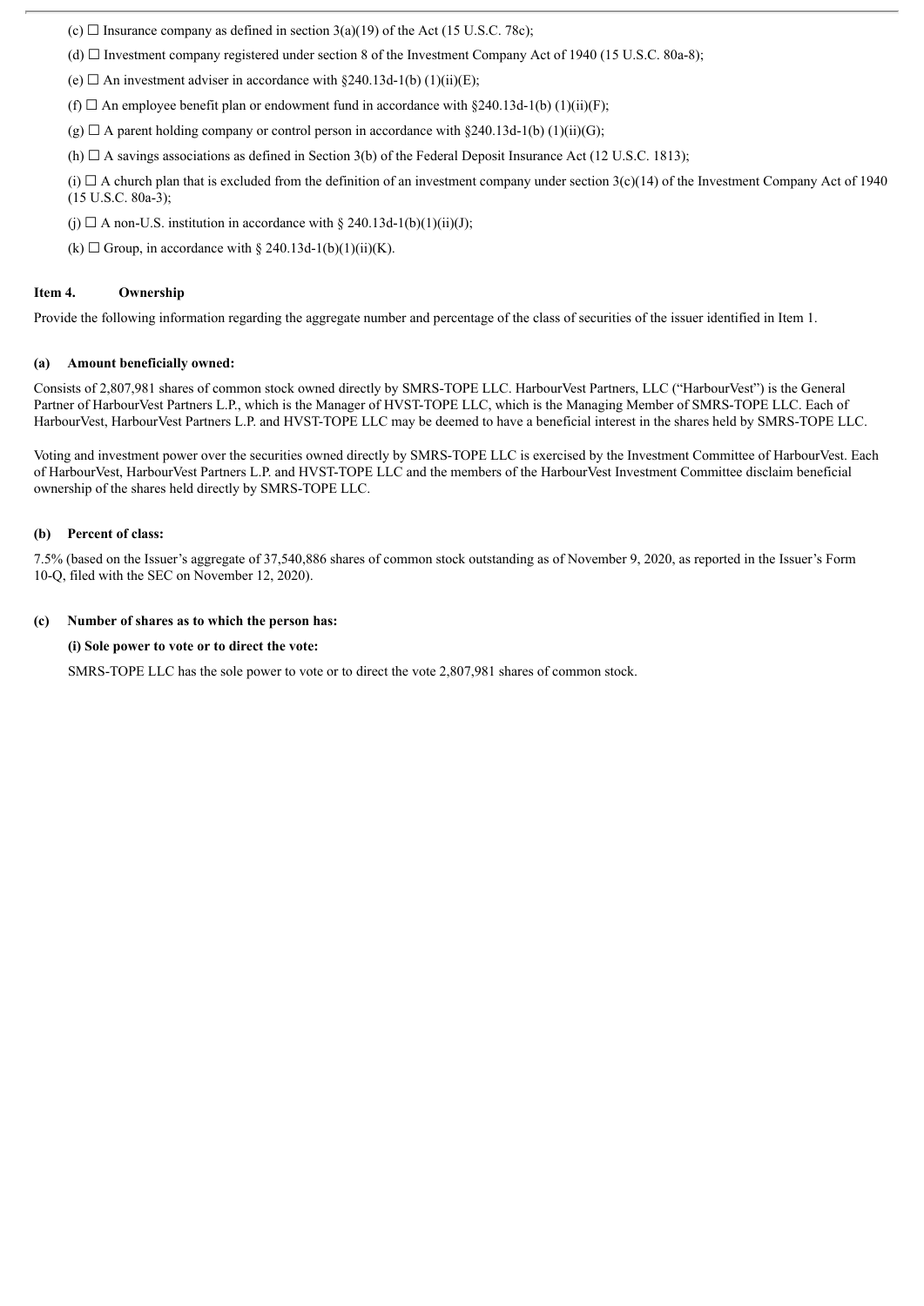(c) ☐ Insurance company as defined in section 3(a)(19) of the Act (15 U.S.C. 78c);

(d) ☐ Investment company registered under section 8 of the Investment Company Act of 1940 (15 U.S.C. 80a-8);

(e) ☐ An investment adviser in accordance with §240.13d-1(b) (1)(ii)(E);

(f) ☐ An employee benefit plan or endowment fund in accordance with §240.13d-1(b) (1)(ii)(F);

(g) ☐ A parent holding company or control person in accordance with §240.13d-1(b) (1)(ii)(G);

(h) ☐ A savings associations as defined in Section 3(b) of the Federal Deposit Insurance Act (12 U.S.C. 1813);

(i) ☐ A church plan that is excluded from the definition of an investment company under section 3(c)(14) of the Investment Company Act of 1940 (15 U.S.C. 80a-3);

(j) ☐ A non-U.S. institution in accordance with § 240.13d-1(b)(1)(ii)(J);

(k) ☐ Group, in accordance with § 240.13d-1(b)(1)(ii)(K).

**Item 4. Ownership**

Provide the following information regarding the aggregate number and percentage of the class of securities of the issuer identified in Item 1.

**(a) Amount beneficially owned:**

Consists of 2,807,981 shares of common stock owned directly by SMRS-TOPE LLC. HarbourVest Partners, LLC ("HarbourVest") is the General Partner of HarbourVest Partners L.P., which is the Manager of HVST-TOPE LLC, which is the Managing Member of SMRS-TOPE LLC. Each of HarbourVest, HarbourVest Partners L.P. and HVST-TOPE LLC may be deemed to have a beneficial interest in the shares held by SMRS-TOPE LLC.

Voting and investment power over the securities owned directly by SMRS-TOPE LLC is exercised by the Investment Committee of HarbourVest. Each of HarbourVest, HarbourVest Partners L.P. and HVST-TOPE LLC and the members of the HarbourVest Investment Committee disclaim beneficial ownership of the shares held directly by SMRS-TOPE LLC.

**(b) Percent of class:**

7.5% (based on the Issuer's aggregate of 37,540,886 shares of common stock outstanding as of November 9, 2020, as reported in the Issuer's Form 10-Q, filed with the SEC on November 12, 2020).

**(c) Number of shares as to which the person has:**

**(i) Sole power to vote or to direct the vote:**

SMRS-TOPE LLC has the sole power to vote or to direct the vote 2,807,981 shares of common stock.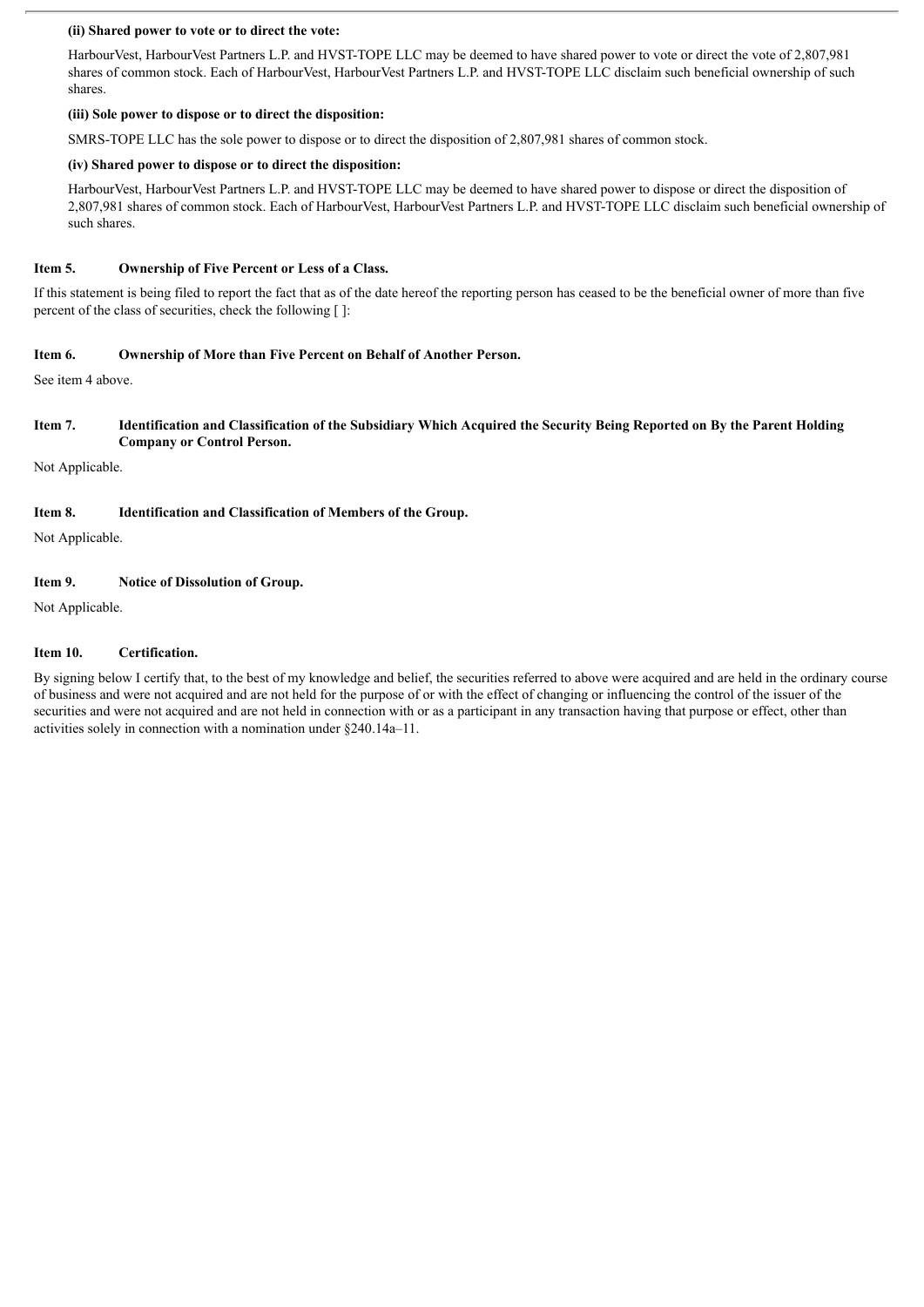**(ii) Shared power to vote or to direct the vote:**

HarbourVest, HarbourVest Partners L.P. and HVST-TOPE LLC may be deemed to have shared power to vote or direct the vote of 2,807,981 shares of common stock. Each of HarbourVest, HarbourVest Partners L.P. and HVST-TOPE LLC disclaim such beneficial ownership of such shares.

**(iii) Sole power to dispose or to direct the disposition:**

SMRS-TOPE LLC has the sole power to dispose or to direct the disposition of 2,807,981 shares of common stock.

**(iv) Shared power to dispose or to direct the disposition:**

HarbourVest, HarbourVest Partners L.P. and HVST-TOPE LLC may be deemed to have shared power to dispose or direct the disposition of 2,807,981 shares of common stock. Each of HarbourVest, HarbourVest Partners L.P. and HVST-TOPE LLC disclaim such beneficial ownership of such shares.

**Item 5. Ownership of Five Percent or Less of a Class.**

If this statement is being filed to report the fact that as of the date hereof the reporting person has ceased to be the beneficial owner of more than five percent of the class of securities, check the following [ ]:

**Item 6. Ownership of More than Five Percent on Behalf of Another Person.**

See item 4 above.

**Item 7. Identification and Classification of the Subsidiary Which Acquired the Security Being Reported on By the Parent Holding Company or Control Person.**

Not Applicable.

**Item 8. Identification and Classification of Members of the Group.**

Not Applicable.

**Item 9. Notice of Dissolution of Group.**

Not Applicable.

**Item 10. Certification.**

By signing below I certify that, to the best of my knowledge and belief, the securities referred to above were acquired and are held in the ordinary course of business and were not acquired and are not held for the purpose of or with the effect of changing or influencing the control of the issuer of the securities and were not acquired and are not held in connection with or as a participant in any transaction having that purpose or effect, other than activities solely in connection with a nomination under §240.14a–11.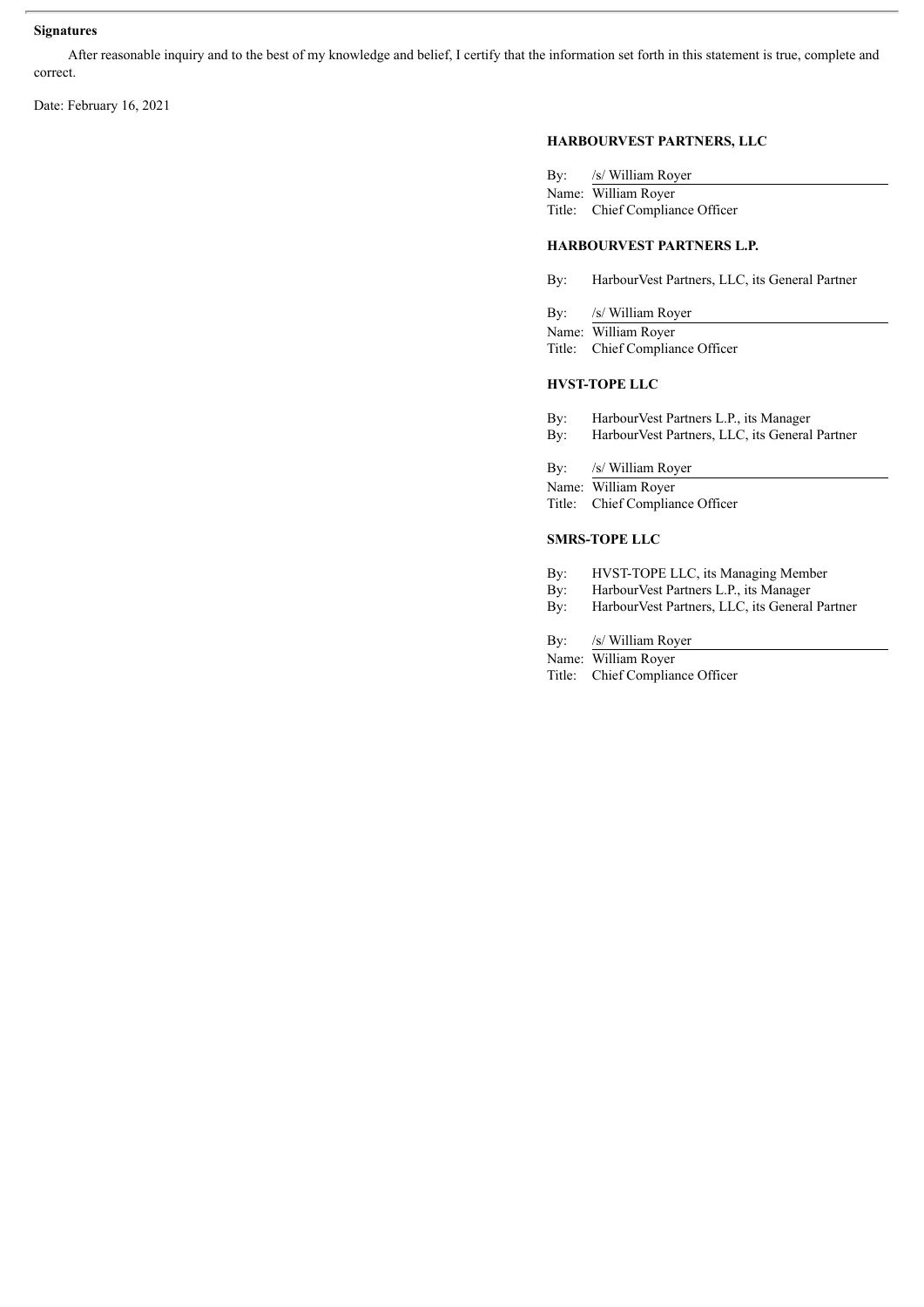**Signatures**

After reasonable inquiry and to the best of my knowledge and belief, I certify that the information set forth in this statement is true, complete and correct.

Date: February 16, 2021

**HARBOURVEST PARTNERS, LLC**

By: /s/ William Royer
Name: William Royer
Title: Chief Compliance Officer

**HARBOURVEST PARTNERS L.P.**

By: HarbourVest Partners, LLC, its General Partner

By: /s/ William Royer
Name: William Royer
Title: Chief Compliance Officer

**HVST-TOPE LLC**

By: HarbourVest Partners L.P., its Manager
By: HarbourVest Partners, LLC, its General Partner

By: /s/ William Royer
Name: William Royer
Title: Chief Compliance Officer

**SMRS-TOPE LLC**

By: HVST-TOPE LLC, its Managing Member
By: HarbourVest Partners L.P., its Manager
By: HarbourVest Partners, LLC, its General Partner

By: /s/ William Royer
Name: William Royer
Title: Chief Compliance Officer